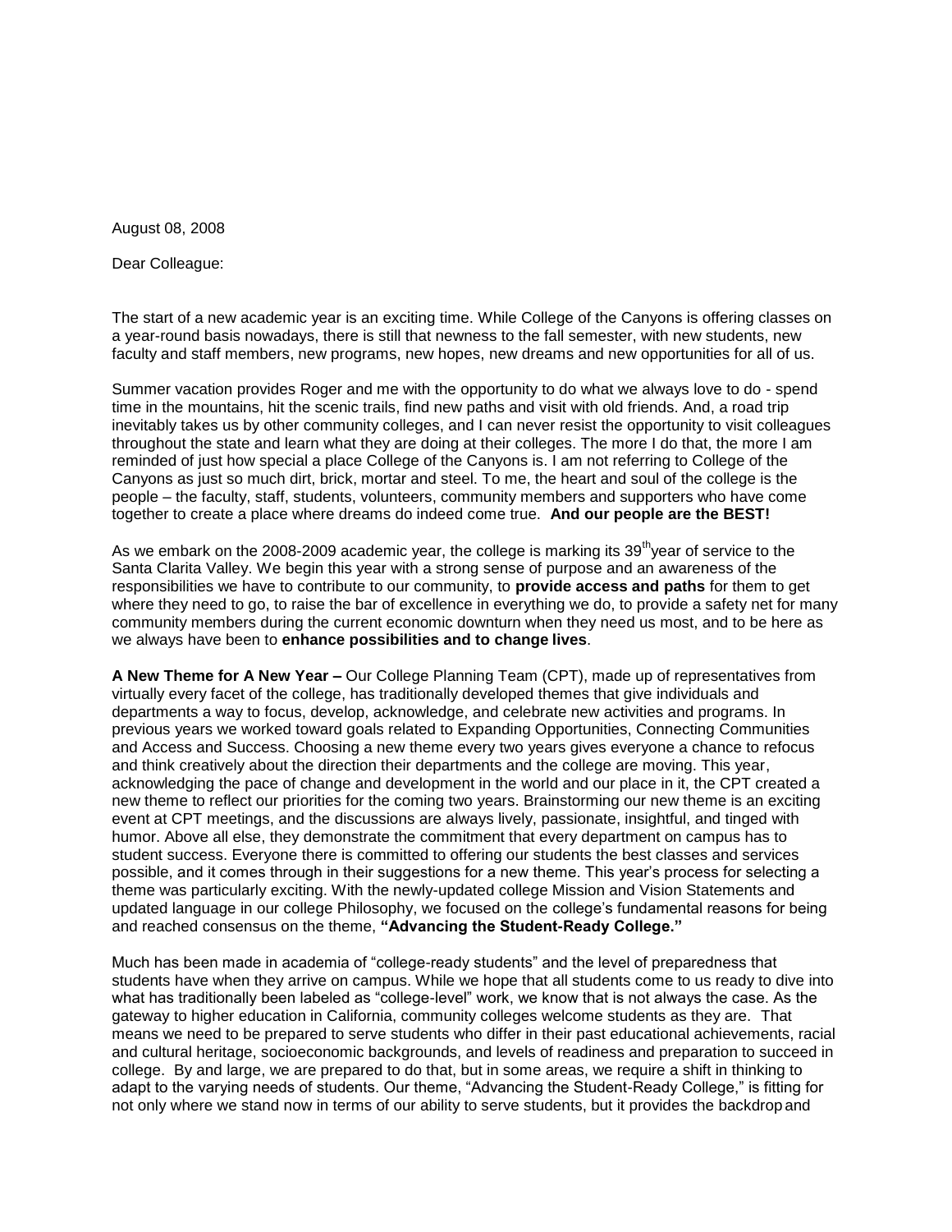August 08, 2008

Dear Colleague:

The start of a new academic year is an exciting time. While College of the Canyons is offering classes on a year-round basis nowadays, there is still that newness to the fall semester, with new students, new faculty and staff members, new programs, new hopes, new dreams and new opportunities for all of us.

Summer vacation provides Roger and me with the opportunity to do what we always love to do - spend time in the mountains, hit the scenic trails, find new paths and visit with old friends. And, a road trip inevitably takes us by other community colleges, and I can never resist the opportunity to visit colleagues throughout the state and learn what they are doing at their colleges. The more I do that, the more I am reminded of just how special a place College of the Canyons is. I am not referring to College of the Canyons as just so much dirt, brick, mortar and steel. To me, the heart and soul of the college is the people – the faculty, staff, students, volunteers, community members and supporters who have come together to create a place where dreams do indeed come true. **And our people are the BEST!**

As we embark on the 2008-2009 academic year, the college is marking its 39th year of service to the Santa Clarita Valley. We begin this year with a strong sense of purpose and an awareness of the responsibilities we have to contribute to our community, to **provide access and paths** for them to get where they need to go, to raise the bar of excellence in everything we do, to provide a safety net for many community members during the current economic downturn when they need us most, and to be here as we always have been to **enhance possibilities and to change lives**.

**A New Theme for A New Year –** Our College Planning Team (CPT), made up of representatives from virtually every facet of the college, has traditionally developed themes that give individuals and departments a way to focus, develop, acknowledge, and celebrate new activities and programs. In previous years we worked toward goals related to Expanding Opportunities, Connecting Communities and Access and Success. Choosing a new theme every two years gives everyone a chance to refocus and think creatively about the direction their departments and the college are moving. This year, acknowledging the pace of change and development in the world and our place in it, the CPT created a new theme to reflect our priorities for the coming two years. Brainstorming our new theme is an exciting event at CPT meetings, and the discussions are always lively, passionate, insightful, and tinged with humor. Above all else, they demonstrate the commitment that every department on campus has to student success. Everyone there is committed to offering our students the best classes and services possible, and it comes through in their suggestions for a new theme. This year's process for selecting a theme was particularly exciting. With the newly-updated college Mission and Vision Statements and updated language in our college Philosophy, we focused on the college's fundamental reasons for being and reached consensus on the theme, **"Advancing the Student-Ready College."**

Much has been made in academia of "college-ready students" and the level of preparedness that students have when they arrive on campus. While we hope that all students come to us ready to dive into what has traditionally been labeled as "college-level" work, we know that is not always the case. As the gateway to higher education in California, community colleges welcome students as they are. That means we need to be prepared to serve students who differ in their past educational achievements, racial and cultural heritage, socioeconomic backgrounds, and levels of readiness and preparation to succeed in college. By and large, we are prepared to do that, but in some areas, we require a shift in thinking to adapt to the varying needs of students. Our theme, "Advancing the Student-Ready College," is fitting for not only where we stand now in terms of our ability to serve students, but it provides the backdrop and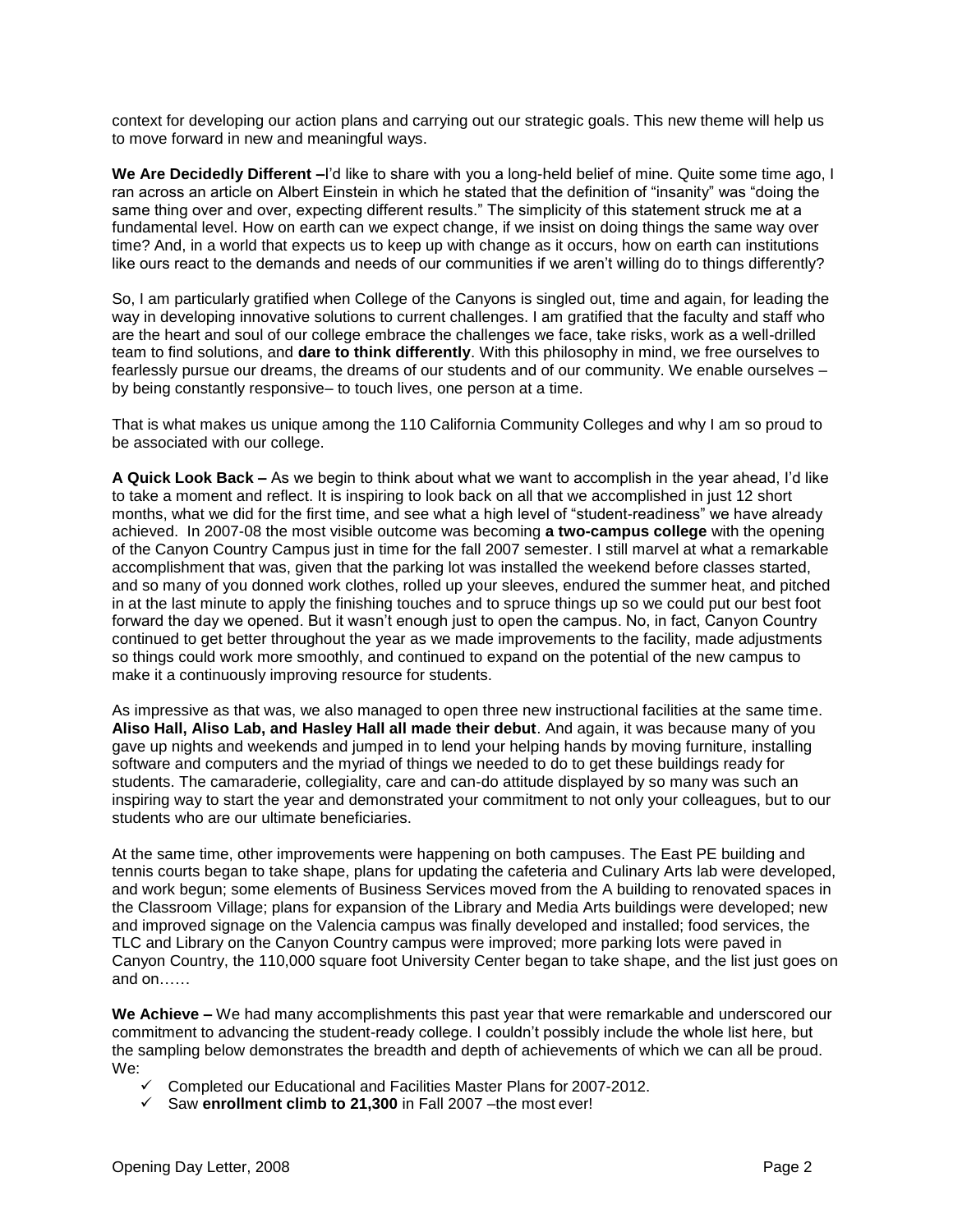context for developing our action plans and carrying out our strategic goals. This new theme will help us to move forward in new and meaningful ways.

**We Are Decidedly Different –**I'd like to share with you a long-held belief of mine. Quite some time ago, I ran across an article on Albert Einstein in which he stated that the definition of "insanity" was "doing the same thing over and over, expecting different results." The simplicity of this statement struck me at a fundamental level. How on earth can we expect change, if we insist on doing things the same way over time? And, in a world that expects us to keep up with change as it occurs, how on earth can institutions like ours react to the demands and needs of our communities if we aren't willing do to things differently?

So, I am particularly gratified when College of the Canyons is singled out, time and again, for leading the way in developing innovative solutions to current challenges. I am gratified that the faculty and staff who are the heart and soul of our college embrace the challenges we face, take risks, work as a well-drilled team to find solutions, and **dare to think differently**. With this philosophy in mind, we free ourselves to fearlessly pursue our dreams, the dreams of our students and of our community. We enable ourselves – by being constantly responsive– to touch lives, one person at a time.

That is what makes us unique among the 110 California Community Colleges and why I am so proud to be associated with our college.

**A Quick Look Back –** As we begin to think about what we want to accomplish in the year ahead, I'd like to take a moment and reflect. It is inspiring to look back on all that we accomplished in just 12 short months, what we did for the first time, and see what a high level of "student-readiness" we have already achieved. In 2007-08 the most visible outcome was becoming **a two-campus college** with the opening of the Canyon Country Campus just in time for the fall 2007 semester. I still marvel at what a remarkable accomplishment that was, given that the parking lot was installed the weekend before classes started, and so many of you donned work clothes, rolled up your sleeves, endured the summer heat, and pitched in at the last minute to apply the finishing touches and to spruce things up so we could put our best foot forward the day we opened. But it wasn't enough just to open the campus. No, in fact, Canyon Country continued to get better throughout the year as we made improvements to the facility, made adjustments so things could work more smoothly, and continued to expand on the potential of the new campus to make it a continuously improving resource for students.

As impressive as that was, we also managed to open three new instructional facilities at the same time. **Aliso Hall, Aliso Lab, and Hasley Hall all made their debut**. And again, it was because many of you gave up nights and weekends and jumped in to lend your helping hands by moving furniture, installing software and computers and the myriad of things we needed to do to get these buildings ready for students. The camaraderie, collegiality, care and can-do attitude displayed by so many was such an inspiring way to start the year and demonstrated your commitment to not only your colleagues, but to our students who are our ultimate beneficiaries.

At the same time, other improvements were happening on both campuses. The East PE building and tennis courts began to take shape, plans for updating the cafeteria and Culinary Arts lab were developed, and work begun; some elements of Business Services moved from the A building to renovated spaces in the Classroom Village; plans for expansion of the Library and Media Arts buildings were developed; new and improved signage on the Valencia campus was finally developed and installed; food services, the TLC and Library on the Canyon Country campus were improved; more parking lots were paved in Canyon Country, the 110,000 square foot University Center began to take shape, and the list just goes on and on……

**We Achieve –** We had many accomplishments this past year that were remarkable and underscored our commitment to advancing the student-ready college. I couldn't possibly include the whole list here, but the sampling below demonstrates the breadth and depth of achievements of which we can all be proud. We:

- ✓ Completed our Educational and Facilities Master Plans for 2007-2012.
- ✓ Saw **enrollment climb to 21,300** in Fall 2007 –the most ever!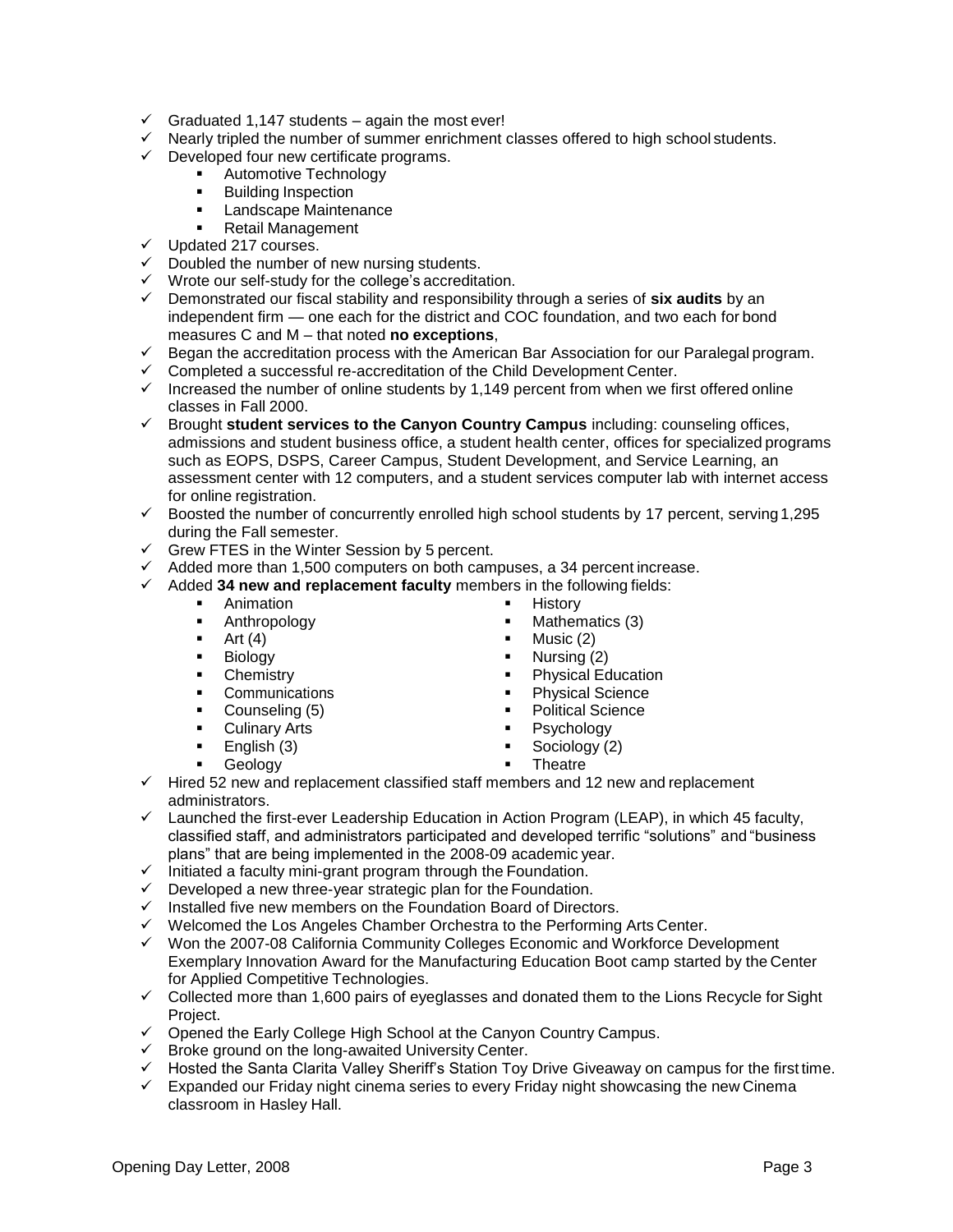- ✓ Graduated 1,147 students – again the most ever!
- ✓ Nearly tripled the number of summer enrichment classes offered to high school students.
- ✓ Developed four new certificate programs.
  - Automotive Technology
  - Building Inspection
  - Landscape Maintenance
  - Retail Management
- ✓ Updated 217 courses.
- ✓ Doubled the number of new nursing students.
- ✓ Wrote our self-study for the college's accreditation.
- ✓ Demonstrated our fiscal stability and responsibility through a series of **six audits** by an independent firm — one each for the district and COC foundation, and two each for bond measures C and M – that noted **no exceptions**,
- ✓ Began the accreditation process with the American Bar Association for our Paralegal program.
- ✓ Completed a successful re-accreditation of the Child Development Center.
- ✓ Increased the number of online students by 1,149 percent from when we first offered online classes in Fall 2000.
- ✓ Brought **student services to the Canyon Country Campus** including: counseling offices, admissions and student business office, a student health center, offices for specialized programs such as EOPS, DSPS, Career Campus, Student Development, and Service Learning, an assessment center with 12 computers, and a student services computer lab with internet access for online registration.
- ✓ Boosted the number of concurrently enrolled high school students by 17 percent, serving 1,295 during the Fall semester.
- ✓ Grew FTES in the Winter Session by 5 percent.
- ✓ Added more than 1,500 computers on both campuses, a 34 percent increase.
- ✓ Added **34 new and replacement faculty** members in the following fields:
  - Animation
  - Anthropology
  - Art (4)
  - Biology
  - Chemistry
  - Communications
  - Counseling (5)
  - Culinary Arts
  - English (3)
  - Geology
  - History
  - Mathematics (3)
  - Music (2)
  - Nursing (2)
  - Physical Education
  - Physical Science
  - Political Science
  - Psychology
  - Sociology (2)
  - Theatre
- ✓ Hired 52 new and replacement classified staff members and 12 new and replacement administrators.
- ✓ Launched the first-ever Leadership Education in Action Program (LEAP), in which 45 faculty, classified staff, and administrators participated and developed terrific "solutions" and "business plans" that are being implemented in the 2008-09 academic year.
- ✓ Initiated a faculty mini-grant program through the Foundation.
- ✓ Developed a new three-year strategic plan for the Foundation.
- ✓ Installed five new members on the Foundation Board of Directors.
- ✓ Welcomed the Los Angeles Chamber Orchestra to the Performing Arts Center.
- ✓ Won the 2007-08 California Community Colleges Economic and Workforce Development Exemplary Innovation Award for the Manufacturing Education Boot camp started by the Center for Applied Competitive Technologies.
- ✓ Collected more than 1,600 pairs of eyeglasses and donated them to the Lions Recycle for Sight Project.
- ✓ Opened the Early College High School at the Canyon Country Campus.
- ✓ Broke ground on the long-awaited University Center.
- ✓ Hosted the Santa Clarita Valley Sheriff's Station Toy Drive Giveaway on campus for the first time.
- ✓ Expanded our Friday night cinema series to every Friday night showcasing the new Cinema classroom in Hasley Hall.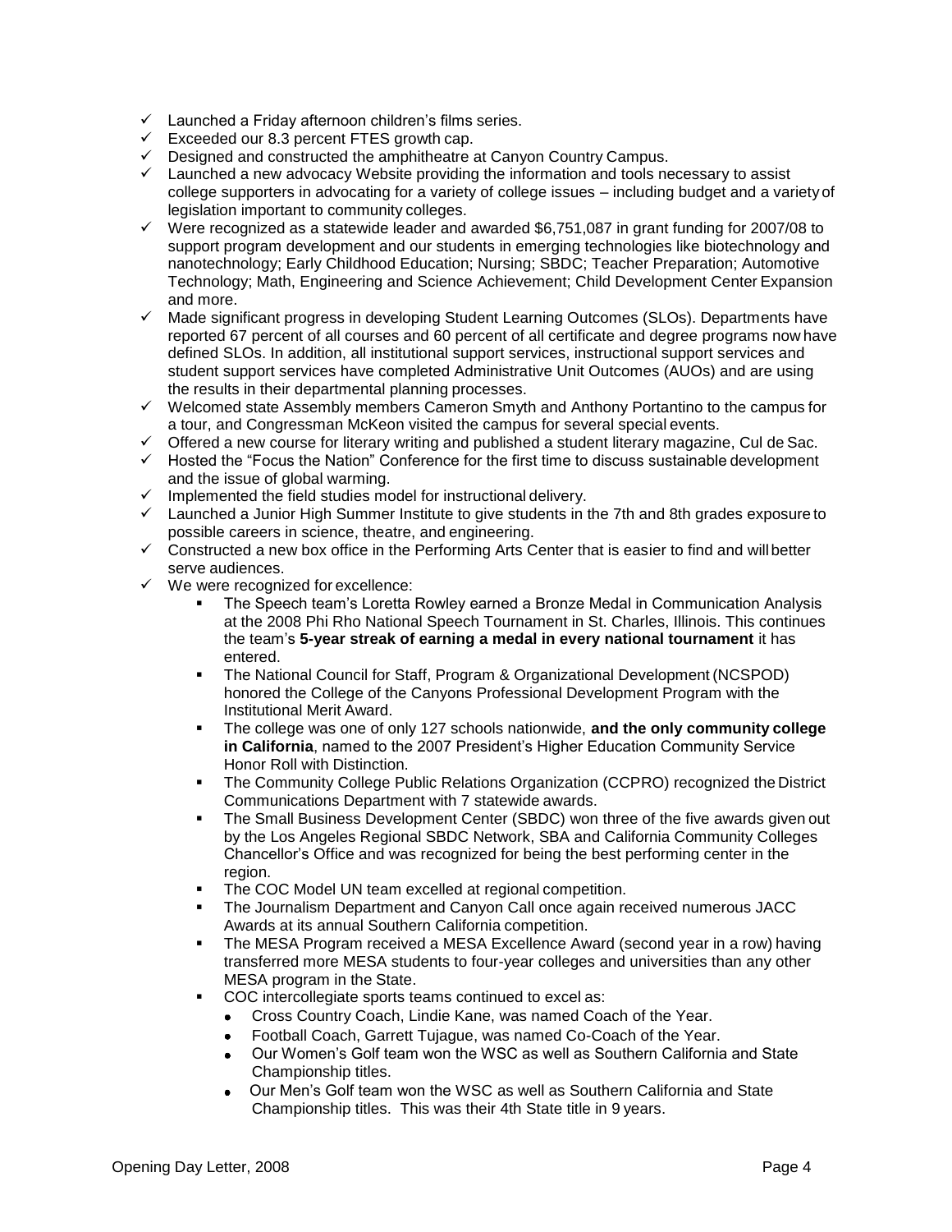- ✓ Launched a Friday afternoon children's films series.
- ✓ Exceeded our 8.3 percent FTES growth cap.
- ✓ Designed and constructed the amphitheatre at Canyon Country Campus.
- ✓ Launched a new advocacy Website providing the information and tools necessary to assist college supporters in advocating for a variety of college issues – including budget and a variety of legislation important to community colleges.
- ✓ Were recognized as a statewide leader and awarded $6,751,087 in grant funding for 2007/08 to support program development and our students in emerging technologies like biotechnology and nanotechnology; Early Childhood Education; Nursing; SBDC; Teacher Preparation; Automotive Technology; Math, Engineering and Science Achievement; Child Development Center Expansion and more.
- ✓ Made significant progress in developing Student Learning Outcomes (SLOs). Departments have reported 67 percent of all courses and 60 percent of all certificate and degree programs now have defined SLOs. In addition, all institutional support services, instructional support services and student support services have completed Administrative Unit Outcomes (AUOs) and are using the results in their departmental planning processes.
- ✓ Welcomed state Assembly members Cameron Smyth and Anthony Portantino to the campus for a tour, and Congressman McKeon visited the campus for several special events.
- ✓ Offered a new course for literary writing and published a student literary magazine, Cul de Sac.
- ✓ Hosted the "Focus the Nation" Conference for the first time to discuss sustainable development and the issue of global warming.
- ✓ Implemented the field studies model for instructional delivery.
- ✓ Launched a Junior High Summer Institute to give students in the 7th and 8th grades exposure to possible careers in science, theatre, and engineering.
- ✓ Constructed a new box office in the Performing Arts Center that is easier to find and will better serve audiences.
- ✓ We were recognized for excellence:
  - The Speech team's Loretta Rowley earned a Bronze Medal in Communication Analysis at the 2008 Phi Rho National Speech Tournament in St. Charles, Illinois. This continues the team's **5-year streak of earning a medal in every national tournament** it has entered.
  - The National Council for Staff, Program & Organizational Development (NCSPOD) honored the College of the Canyons Professional Development Program with the Institutional Merit Award.
  - The college was one of only 127 schools nationwide, **and the only community college in California**, named to the 2007 President's Higher Education Community Service Honor Roll with Distinction.
  - The Community College Public Relations Organization (CCPRO) recognized the District Communications Department with 7 statewide awards.
  - The Small Business Development Center (SBDC) won three of the five awards given out by the Los Angeles Regional SBDC Network, SBA and California Community Colleges Chancellor's Office and was recognized for being the best performing center in the region.
  - The COC Model UN team excelled at regional competition.
  - The Journalism Department and Canyon Call once again received numerous JACC Awards at its annual Southern California competition.
  - The MESA Program received a MESA Excellence Award (second year in a row) having transferred more MESA students to four-year colleges and universities than any other MESA program in the State.
  - COC intercollegiate sports teams continued to excel as:
    - Cross Country Coach, Lindie Kane, was named Coach of the Year.
    - Football Coach, Garrett Tujague, was named Co-Coach of the Year.
    - Our Women's Golf team won the WSC as well as Southern California and State Championship titles.
    - Our Men's Golf team won the WSC as well as Southern California and State Championship titles. This was their 4th State title in 9 years.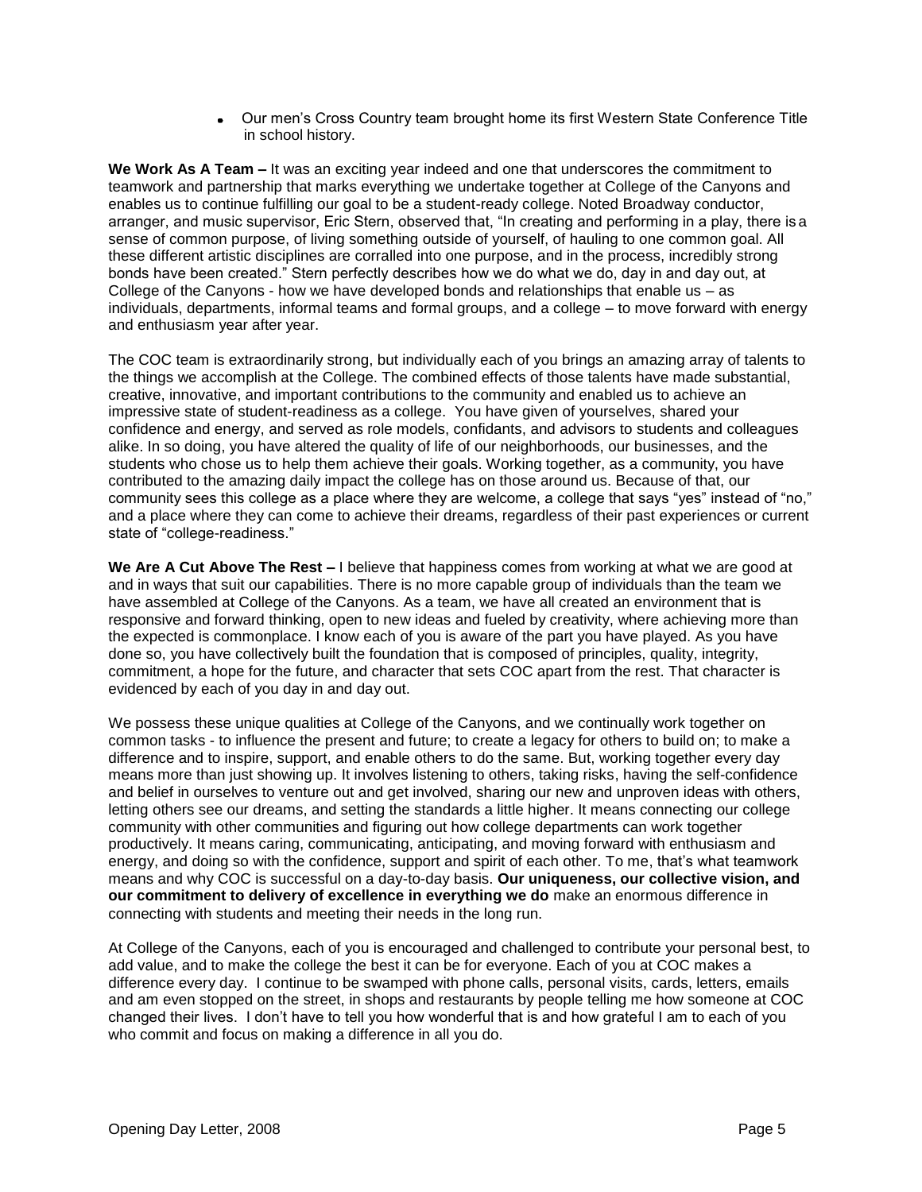- Our men's Cross Country team brought home its first Western State Conference Title in school history.

**We Work As A Team –** It was an exciting year indeed and one that underscores the commitment to teamwork and partnership that marks everything we undertake together at College of the Canyons and enables us to continue fulfilling our goal to be a student-ready college. Noted Broadway conductor, arranger, and music supervisor, Eric Stern, observed that, "In creating and performing in a play, there is a sense of common purpose, of living something outside of yourself, of hauling to one common goal. All these different artistic disciplines are corralled into one purpose, and in the process, incredibly strong bonds have been created." Stern perfectly describes how we do what we do, day in and day out, at College of the Canyons - how we have developed bonds and relationships that enable us – as individuals, departments, informal teams and formal groups, and a college – to move forward with energy and enthusiasm year after year.

The COC team is extraordinarily strong, but individually each of you brings an amazing array of talents to the things we accomplish at the College. The combined effects of those talents have made substantial, creative, innovative, and important contributions to the community and enabled us to achieve an impressive state of student-readiness as a college. You have given of yourselves, shared your confidence and energy, and served as role models, confidants, and advisors to students and colleagues alike. In so doing, you have altered the quality of life of our neighborhoods, our businesses, and the students who chose us to help them achieve their goals. Working together, as a community, you have contributed to the amazing daily impact the college has on those around us. Because of that, our community sees this college as a place where they are welcome, a college that says "yes" instead of "no," and a place where they can come to achieve their dreams, regardless of their past experiences or current state of "college-readiness."

**We Are A Cut Above The Rest –** I believe that happiness comes from working at what we are good at and in ways that suit our capabilities. There is no more capable group of individuals than the team we have assembled at College of the Canyons. As a team, we have all created an environment that is responsive and forward thinking, open to new ideas and fueled by creativity, where achieving more than the expected is commonplace. I know each of you is aware of the part you have played. As you have done so, you have collectively built the foundation that is composed of principles, quality, integrity, commitment, a hope for the future, and character that sets COC apart from the rest. That character is evidenced by each of you day in and day out.

We possess these unique qualities at College of the Canyons, and we continually work together on common tasks - to influence the present and future; to create a legacy for others to build on; to make a difference and to inspire, support, and enable others to do the same. But, working together every day means more than just showing up. It involves listening to others, taking risks, having the self-confidence and belief in ourselves to venture out and get involved, sharing our new and unproven ideas with others, letting others see our dreams, and setting the standards a little higher. It means connecting our college community with other communities and figuring out how college departments can work together productively. It means caring, communicating, anticipating, and moving forward with enthusiasm and energy, and doing so with the confidence, support and spirit of each other. To me, that's what teamwork means and why COC is successful on a day-to-day basis. **Our uniqueness, our collective vision, and our commitment to delivery of excellence in everything we do** make an enormous difference in connecting with students and meeting their needs in the long run.

At College of the Canyons, each of you is encouraged and challenged to contribute your personal best, to add value, and to make the college the best it can be for everyone. Each of you at COC makes a difference every day. I continue to be swamped with phone calls, personal visits, cards, letters, emails and am even stopped on the street, in shops and restaurants by people telling me how someone at COC changed their lives. I don't have to tell you how wonderful that is and how grateful I am to each of you who commit and focus on making a difference in all you do.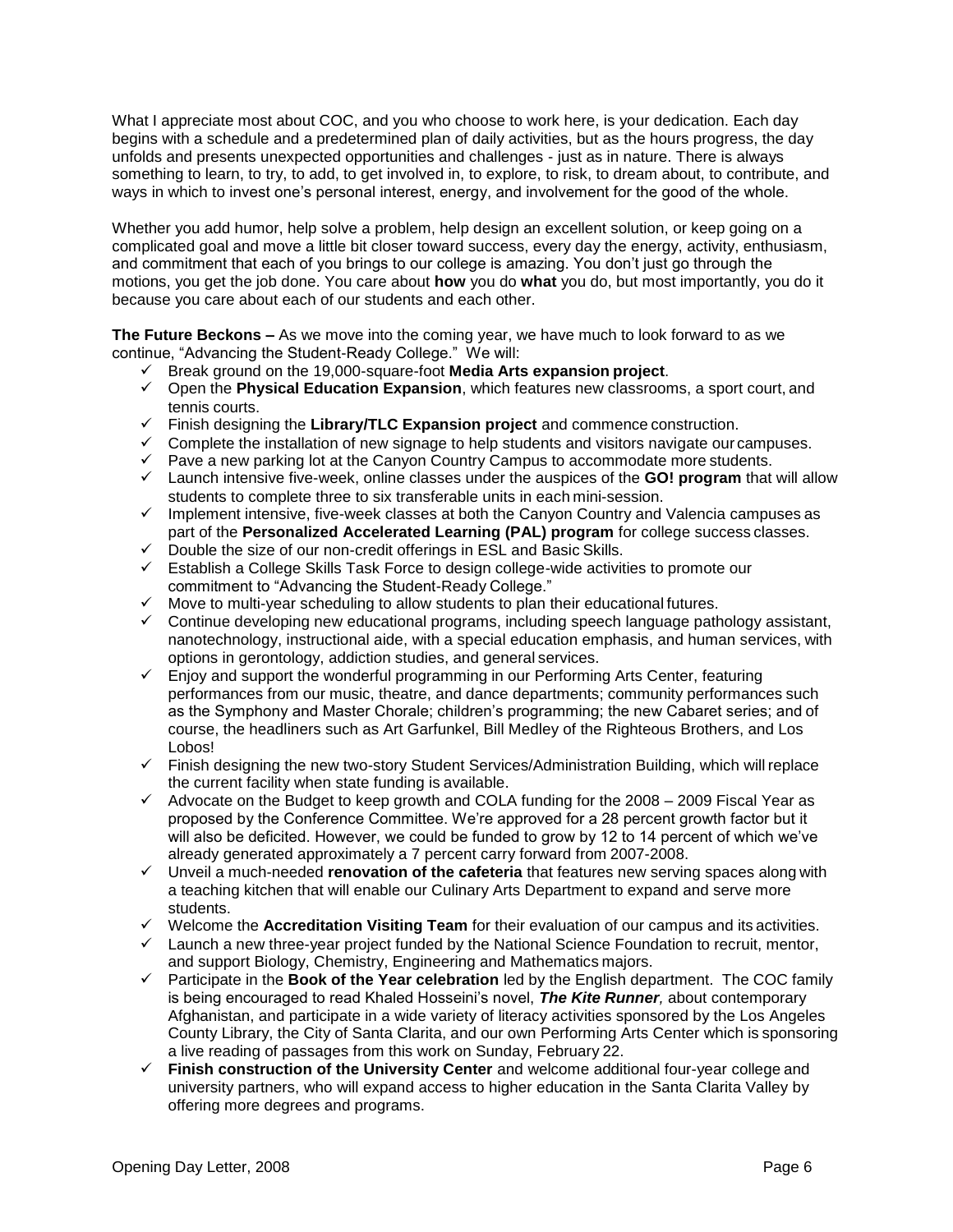What I appreciate most about COC, and you who choose to work here, is your dedication. Each day begins with a schedule and a predetermined plan of daily activities, but as the hours progress, the day unfolds and presents unexpected opportunities and challenges - just as in nature. There is always something to learn, to try, to add, to get involved in, to explore, to risk, to dream about, to contribute, and ways in which to invest one's personal interest, energy, and involvement for the good of the whole.

Whether you add humor, help solve a problem, help design an excellent solution, or keep going on a complicated goal and move a little bit closer toward success, every day the energy, activity, enthusiasm, and commitment that each of you brings to our college is amazing. You don't just go through the motions, you get the job done. You care about **how** you do **what** you do, but most importantly, you do it because you care about each of our students and each other.

**The Future Beckons –** As we move into the coming year, we have much to look forward to as we continue, "Advancing the Student-Ready College." We will:

- ✓ Break ground on the 19,000-square-foot **Media Arts expansion project**.
- ✓ Open the **Physical Education Expansion**, which features new classrooms, a sport court, and tennis courts.
- ✓ Finish designing the **Library/TLC Expansion project** and commence construction.
- ✓ Complete the installation of new signage to help students and visitors navigate our campuses.
- ✓ Pave a new parking lot at the Canyon Country Campus to accommodate more students.
- ✓ Launch intensive five-week, online classes under the auspices of the **GO! program** that will allow students to complete three to six transferable units in each mini-session.
- ✓ Implement intensive, five-week classes at both the Canyon Country and Valencia campuses as part of the **Personalized Accelerated Learning (PAL) program** for college success classes.
- ✓ Double the size of our non-credit offerings in ESL and Basic Skills.
- ✓ Establish a College Skills Task Force to design college-wide activities to promote our commitment to "Advancing the Student-Ready College."
- ✓ Move to multi-year scheduling to allow students to plan their educational futures.
- ✓ Continue developing new educational programs, including speech language pathology assistant, nanotechnology, instructional aide, with a special education emphasis, and human services, with options in gerontology, addiction studies, and general services.
- ✓ Enjoy and support the wonderful programming in our Performing Arts Center, featuring performances from our music, theatre, and dance departments; community performances such as the Symphony and Master Chorale; children's programming; the new Cabaret series; and of course, the headliners such as Art Garfunkel, Bill Medley of the Righteous Brothers, and Los Lobos!
- ✓ Finish designing the new two-story Student Services/Administration Building, which will replace the current facility when state funding is available.
- ✓ Advocate on the Budget to keep growth and COLA funding for the 2008 – 2009 Fiscal Year as proposed by the Conference Committee. We're approved for a 28 percent growth factor but it will also be deficited. However, we could be funded to grow by 12 to 14 percent of which we've already generated approximately a 7 percent carry forward from 2007-2008.
- ✓ Unveil a much-needed **renovation of the cafeteria** that features new serving spaces along with a teaching kitchen that will enable our Culinary Arts Department to expand and serve more students.
- ✓ Welcome the **Accreditation Visiting Team** for their evaluation of our campus and its activities.
- ✓ Launch a new three-year project funded by the National Science Foundation to recruit, mentor, and support Biology, Chemistry, Engineering and Mathematics majors.
- ✓ Participate in the **Book of the Year celebration** led by the English department. The COC family is being encouraged to read Khaled Hosseini's novel, ***The Kite Runner,*** about contemporary Afghanistan, and participate in a wide variety of literacy activities sponsored by the Los Angeles County Library, the City of Santa Clarita, and our own Performing Arts Center which is sponsoring a live reading of passages from this work on Sunday, February 22.
- ✓ **Finish construction of the University Center** and welcome additional four-year college and university partners, who will expand access to higher education in the Santa Clarita Valley by offering more degrees and programs.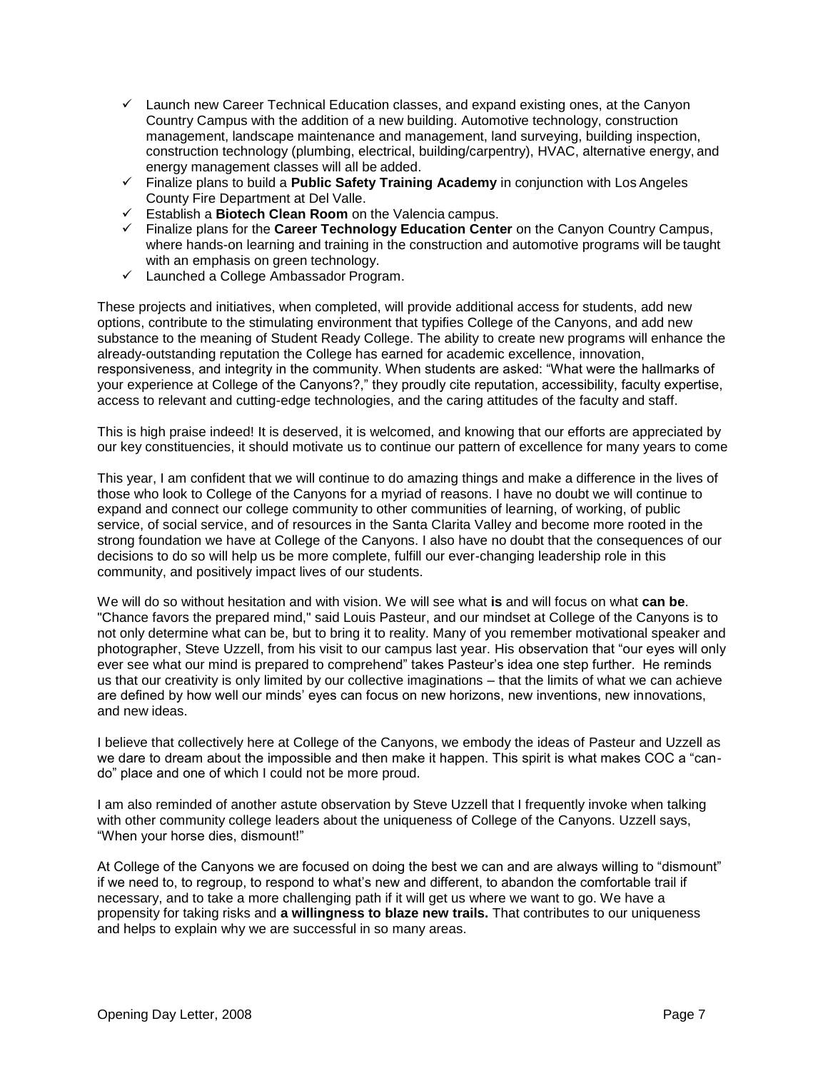- ✓ Launch new Career Technical Education classes, and expand existing ones, at the Canyon Country Campus with the addition of a new building. Automotive technology, construction management, landscape maintenance and management, land surveying, building inspection, construction technology (plumbing, electrical, building/carpentry), HVAC, alternative energy, and energy management classes will all be added.
- ✓ Finalize plans to build a **Public Safety Training Academy** in conjunction with Los Angeles County Fire Department at Del Valle.
- ✓ Establish a **Biotech Clean Room** on the Valencia campus.
- ✓ Finalize plans for the **Career Technology Education Center** on the Canyon Country Campus, where hands-on learning and training in the construction and automotive programs will be taught with an emphasis on green technology.
- ✓ Launched a College Ambassador Program.

These projects and initiatives, when completed, will provide additional access for students, add new options, contribute to the stimulating environment that typifies College of the Canyons, and add new substance to the meaning of Student Ready College. The ability to create new programs will enhance the already-outstanding reputation the College has earned for academic excellence, innovation, responsiveness, and integrity in the community. When students are asked: "What were the hallmarks of your experience at College of the Canyons?," they proudly cite reputation, accessibility, faculty expertise, access to relevant and cutting-edge technologies, and the caring attitudes of the faculty and staff.

This is high praise indeed! It is deserved, it is welcomed, and knowing that our efforts are appreciated by our key constituencies, it should motivate us to continue our pattern of excellence for many years to come

This year, I am confident that we will continue to do amazing things and make a difference in the lives of those who look to College of the Canyons for a myriad of reasons. I have no doubt we will continue to expand and connect our college community to other communities of learning, of working, of public service, of social service, and of resources in the Santa Clarita Valley and become more rooted in the strong foundation we have at College of the Canyons. I also have no doubt that the consequences of our decisions to do so will help us be more complete, fulfill our ever-changing leadership role in this community, and positively impact lives of our students.

We will do so without hesitation and with vision. We will see what **is** and will focus on what **can be**. "Chance favors the prepared mind," said Louis Pasteur, and our mindset at College of the Canyons is to not only determine what can be, but to bring it to reality. Many of you remember motivational speaker and photographer, Steve Uzzell, from his visit to our campus last year. His observation that "our eyes will only ever see what our mind is prepared to comprehend" takes Pasteur's idea one step further. He reminds us that our creativity is only limited by our collective imaginations – that the limits of what we can achieve are defined by how well our minds' eyes can focus on new horizons, new inventions, new innovations, and new ideas.

I believe that collectively here at College of the Canyons, we embody the ideas of Pasteur and Uzzell as we dare to dream about the impossible and then make it happen. This spirit is what makes COC a "can-do" place and one of which I could not be more proud.

I am also reminded of another astute observation by Steve Uzzell that I frequently invoke when talking with other community college leaders about the uniqueness of College of the Canyons. Uzzell says, "When your horse dies, dismount!"

At College of the Canyons we are focused on doing the best we can and are always willing to "dismount" if we need to, to regroup, to respond to what's new and different, to abandon the comfortable trail if necessary, and to take a more challenging path if it will get us where we want to go. We have a propensity for taking risks and **a willingness to blaze new trails.** That contributes to our uniqueness and helps to explain why we are successful in so many areas.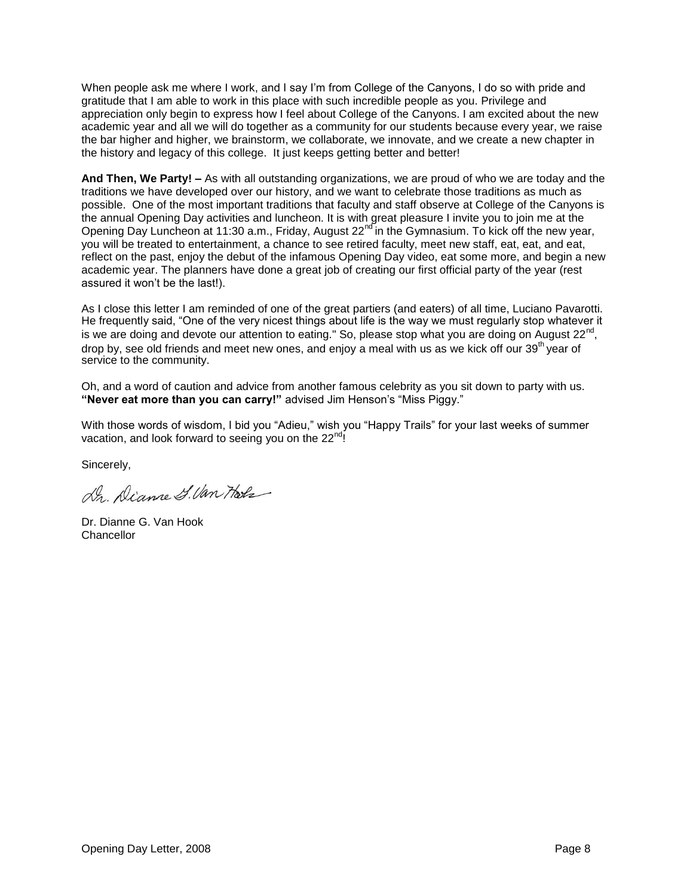When people ask me where I work, and I say I'm from College of the Canyons, I do so with pride and gratitude that I am able to work in this place with such incredible people as you. Privilege and appreciation only begin to express how I feel about College of the Canyons. I am excited about the new academic year and all we will do together as a community for our students because every year, we raise the bar higher and higher, we brainstorm, we collaborate, we innovate, and we create a new chapter in the history and legacy of this college. It just keeps getting better and better!

**And Then, We Party! –** As with all outstanding organizations, we are proud of who we are today and the traditions we have developed over our history, and we want to celebrate those traditions as much as possible. One of the most important traditions that faculty and staff observe at College of the Canyons is the annual Opening Day activities and luncheon. It is with great pleasure I invite you to join me at the Opening Day Luncheon at 11:30 a.m., Friday, August 22nd in the Gymnasium. To kick off the new year, you will be treated to entertainment, a chance to see retired faculty, meet new staff, eat, eat, and eat, reflect on the past, enjoy the debut of the infamous Opening Day video, eat some more, and begin a new academic year. The planners have done a great job of creating our first official party of the year (rest assured it won't be the last!).

As I close this letter I am reminded of one of the great partiers (and eaters) of all time, Luciano Pavarotti. He frequently said, "One of the very nicest things about life is the way we must regularly stop whatever it is we are doing and devote our attention to eating." So, please stop what you are doing on August 22nd, drop by, see old friends and meet new ones, and enjoy a meal with us as we kick off our 39th year of service to the community.

Oh, and a word of caution and advice from another famous celebrity as you sit down to party with us. **"Never eat more than you can carry!"** advised Jim Henson's "Miss Piggy."

With those words of wisdom, I bid you "Adieu," wish you "Happy Trails" for your last weeks of summer vacation, and look forward to seeing you on the 22nd!

Sincerely,

Dr. Dianne G. Van Hook

Dr. Dianne G. Van Hook
Chancellor